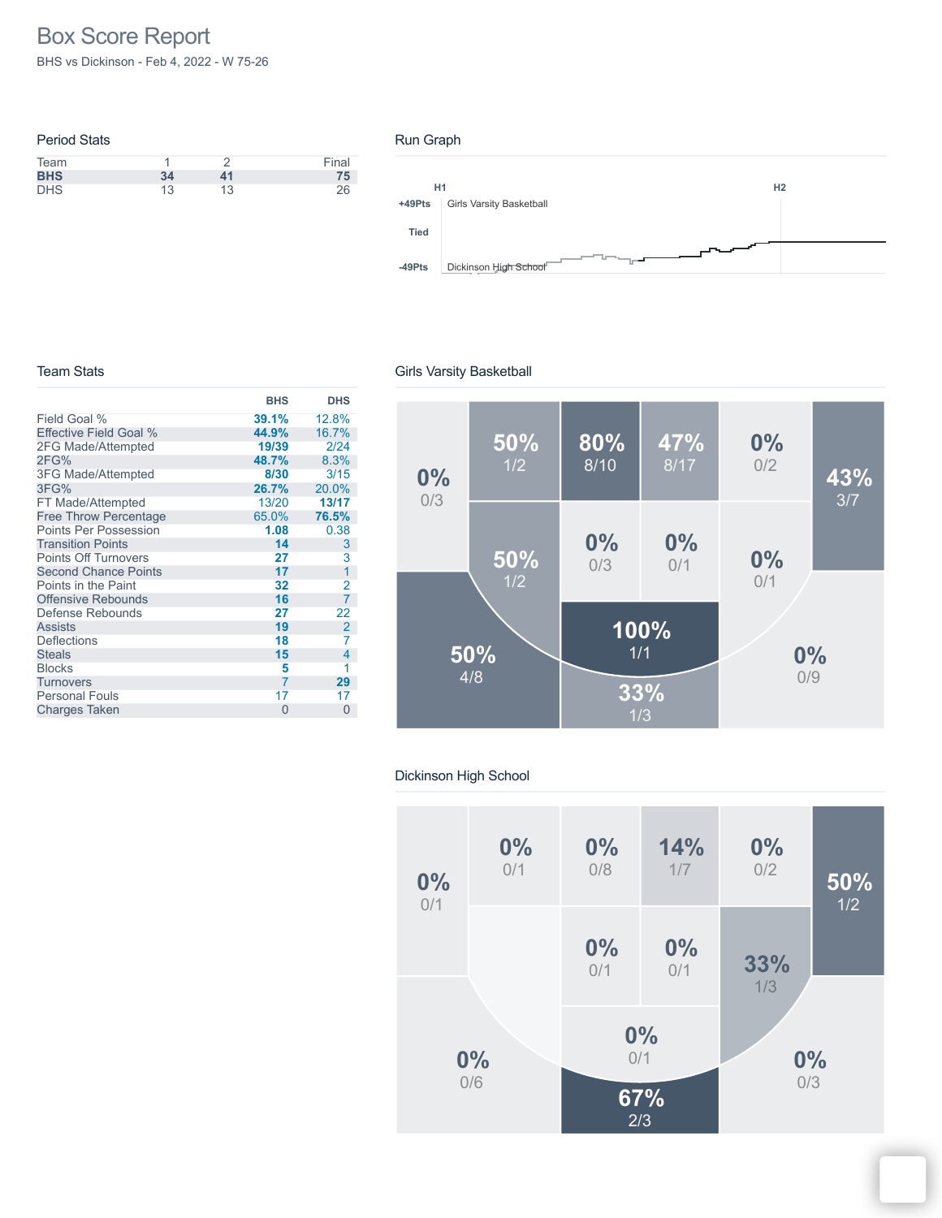# Box Score Report

BHS vs Dickinson - Feb 4, 2022 - W 75-26

## Period Stats

| Team | 1 | 2 | Final |
|---|---|---|---|
| **BHS** | **34** | **41** | **75** |
| DHS | 13 | 13 | 26 |

## Run Graph

H1 H2

+49Pts Girls Varsity Basketball

Tied

-49Pts Dickinson High School

## Team Stats

| | BHS | DHS |
|---|---|---|
| Field Goal % | **39.1%** | 12.8% |
| Effective Field Goal % | **44.9%** | 16.7% |
| 2FG Made/Attempted | **19/39** | 2/24 |
| 2FG% | **48.7%** | 8.3% |
| 3FG Made/Attempted | **8/30** | 3/15 |
| 3FG% | **26.7%** | 20.0% |
| FT Made/Attempted | 13/20 | **13/17** |
| Free Throw Percentage | 65.0% | **76.5%** |
| Points Per Possession | **1.08** | 0.38 |
| Transition Points | **14** | 3 |
| Points Off Turnovers | **27** | 3 |
| Second Chance Points | **17** | 1 |
| Points in the Paint | **32** | 2 |
| Offensive Rebounds | **16** | 7 |
| Defense Rebounds | **27** | 22 |
| Assists | **19** | 2 |
| Deflections | **18** | 7 |
| Steals | **15** | 4 |
| Blocks | **5** | 1 |
| Turnovers | 7 | **29** |
| Personal Fouls | 17 | 17 |
| Charges Taken | 0 | 0 |

## Girls Varsity Basketball

0% 0/3

50% 1/2

80% 8/10

47% 8/17

0% 0/2

43% 3/7

50% 1/2

0% 0/3

0% 0/1

0% 0/1

100% 1/1

50% 4/8

33% 1/3

0% 0/9

## Dickinson High School

0% 0/1

0% 0/1

0% 0/8

14% 1/7

0% 0/2

50% 1/2

0% 0/1

0% 0/1

33% 1/3

0% 0/1

0% 0/6

67% 2/3

0% 0/3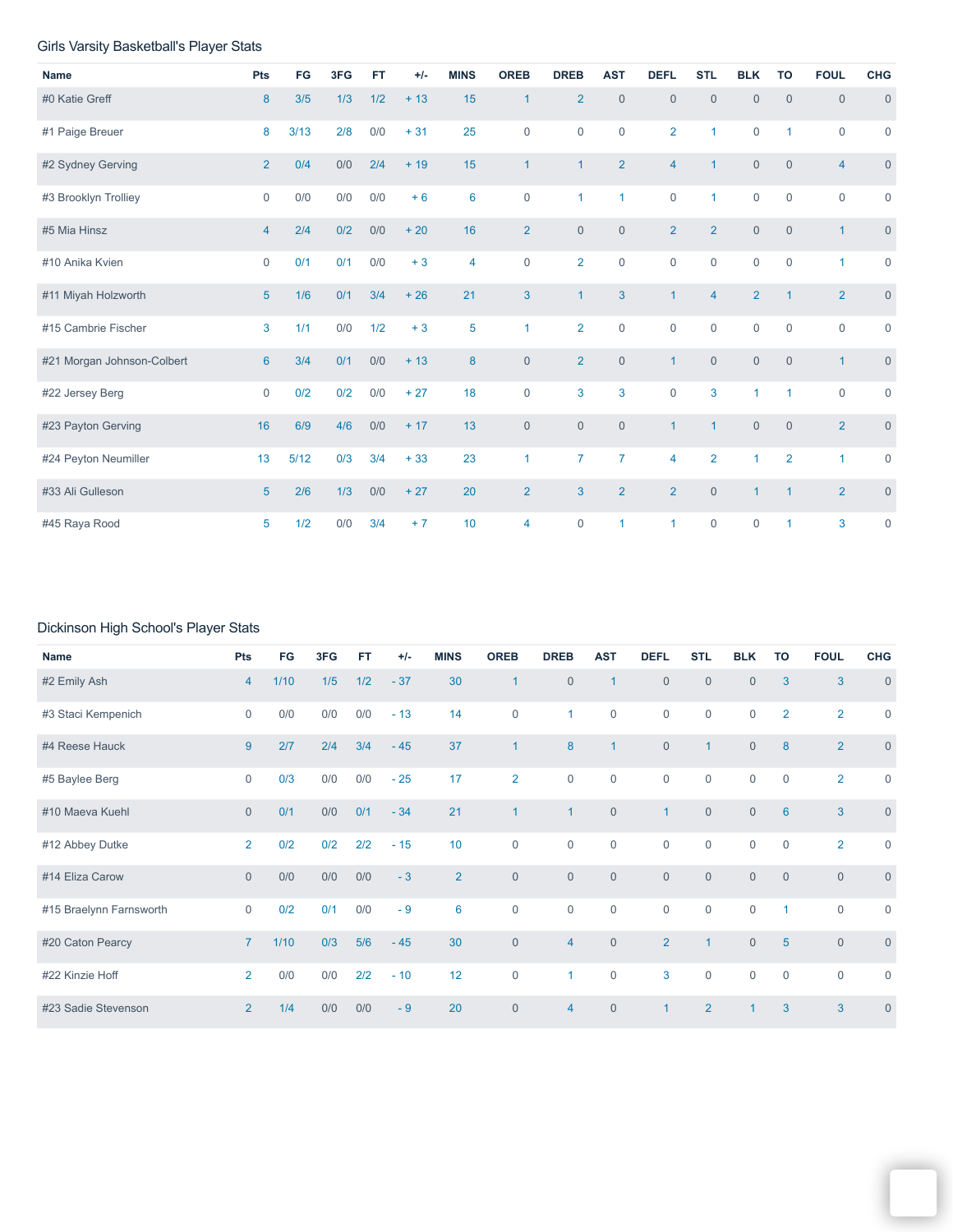Girls Varsity Basketball's Player Stats

| Name | Pts | FG | 3FG | FT | +/- | MINS | OREB | DREB | AST | DEFL | STL | BLK | TO | FOUL | CHG |
|---|---|---|---|---|---|---|---|---|---|---|---|---|---|---|---|
| #0 Katie Greff | 8 | 3/5 | 1/3 | 1/2 | + 13 | 15 | 1 | 2 | 0 | 0 | 0 | 0 | 0 | 0 | 0 |
| #1 Paige Breuer | 8 | 3/13 | 2/8 | 0/0 | + 31 | 25 | 0 | 0 | 0 | 2 | 1 | 0 | 1 | 0 | 0 |
| #2 Sydney Gerving | 2 | 0/4 | 0/0 | 2/4 | + 19 | 15 | 1 | 1 | 2 | 4 | 1 | 0 | 0 | 4 | 0 |
| #3 Brooklyn Trolliey | 0 | 0/0 | 0/0 | 0/0 | + 6 | 6 | 0 | 1 | 1 | 0 | 1 | 0 | 0 | 0 | 0 |
| #5 Mia Hinsz | 4 | 2/4 | 0/2 | 0/0 | + 20 | 16 | 2 | 0 | 0 | 2 | 2 | 0 | 0 | 1 | 0 |
| #10 Anika Kvien | 0 | 0/1 | 0/1 | 0/0 | + 3 | 4 | 0 | 2 | 0 | 0 | 0 | 0 | 0 | 1 | 0 |
| #11 Miyah Holzworth | 5 | 1/6 | 0/1 | 3/4 | + 26 | 21 | 3 | 1 | 3 | 1 | 4 | 2 | 1 | 2 | 0 |
| #15 Cambrie Fischer | 3 | 1/1 | 0/0 | 1/2 | + 3 | 5 | 1 | 2 | 0 | 0 | 0 | 0 | 0 | 0 | 0 |
| #21 Morgan Johnson-Colbert | 6 | 3/4 | 0/1 | 0/0 | + 13 | 8 | 0 | 2 | 0 | 1 | 0 | 0 | 0 | 1 | 0 |
| #22 Jersey Berg | 0 | 0/2 | 0/2 | 0/0 | + 27 | 18 | 0 | 3 | 3 | 0 | 3 | 1 | 1 | 0 | 0 |
| #23 Payton Gerving | 16 | 6/9 | 4/6 | 0/0 | + 17 | 13 | 0 | 0 | 0 | 1 | 1 | 0 | 0 | 2 | 0 |
| #24 Peyton Neumiller | 13 | 5/12 | 0/3 | 3/4 | + 33 | 23 | 1 | 7 | 7 | 4 | 2 | 1 | 2 | 1 | 0 |
| #33 Ali Gulleson | 5 | 2/6 | 1/3 | 0/0 | + 27 | 20 | 2 | 3 | 2 | 2 | 0 | 1 | 1 | 2 | 0 |
| #45 Raya Rood | 5 | 1/2 | 0/0 | 3/4 | + 7 | 10 | 4 | 0 | 1 | 1 | 0 | 0 | 1 | 3 | 0 |

Dickinson High School's Player Stats

| Name | Pts | FG | 3FG | FT | +/- | MINS | OREB | DREB | AST | DEFL | STL | BLK | TO | FOUL | CHG |
|---|---|---|---|---|---|---|---|---|---|---|---|---|---|---|---|
| #2 Emily Ash | 4 | 1/10 | 1/5 | 1/2 | - 37 | 30 | 1 | 0 | 1 | 0 | 0 | 0 | 3 | 3 | 0 |
| #3 Staci Kempenich | 0 | 0/0 | 0/0 | 0/0 | - 13 | 14 | 0 | 1 | 0 | 0 | 0 | 0 | 2 | 2 | 0 |
| #4 Reese Hauck | 9 | 2/7 | 2/4 | 3/4 | - 45 | 37 | 1 | 8 | 1 | 0 | 1 | 0 | 8 | 2 | 0 |
| #5 Baylee Berg | 0 | 0/3 | 0/0 | 0/0 | - 25 | 17 | 2 | 0 | 0 | 0 | 0 | 0 | 0 | 2 | 0 |
| #10 Maeva Kuehl | 0 | 0/1 | 0/0 | 0/1 | - 34 | 21 | 1 | 1 | 0 | 1 | 0 | 0 | 6 | 3 | 0 |
| #12 Abbey Dutke | 2 | 0/2 | 0/2 | 2/2 | - 15 | 10 | 0 | 0 | 0 | 0 | 0 | 0 | 0 | 2 | 0 |
| #14 Eliza Carow | 0 | 0/0 | 0/0 | 0/0 | - 3 | 2 | 0 | 0 | 0 | 0 | 0 | 0 | 0 | 0 | 0 |
| #15 Braelynn Farnsworth | 0 | 0/2 | 0/1 | 0/0 | - 9 | 6 | 0 | 0 | 0 | 0 | 0 | 0 | 1 | 0 | 0 |
| #20 Caton Pearcy | 7 | 1/10 | 0/3 | 5/6 | - 45 | 30 | 0 | 4 | 0 | 2 | 1 | 0 | 5 | 0 | 0 |
| #22 Kinzie Hoff | 2 | 0/0 | 0/0 | 2/2 | - 10 | 12 | 0 | 1 | 0 | 3 | 0 | 0 | 0 | 0 | 0 |
| #23 Sadie Stevenson | 2 | 1/4 | 0/0 | 0/0 | - 9 | 20 | 0 | 4 | 0 | 1 | 2 | 1 | 3 | 3 | 0 |